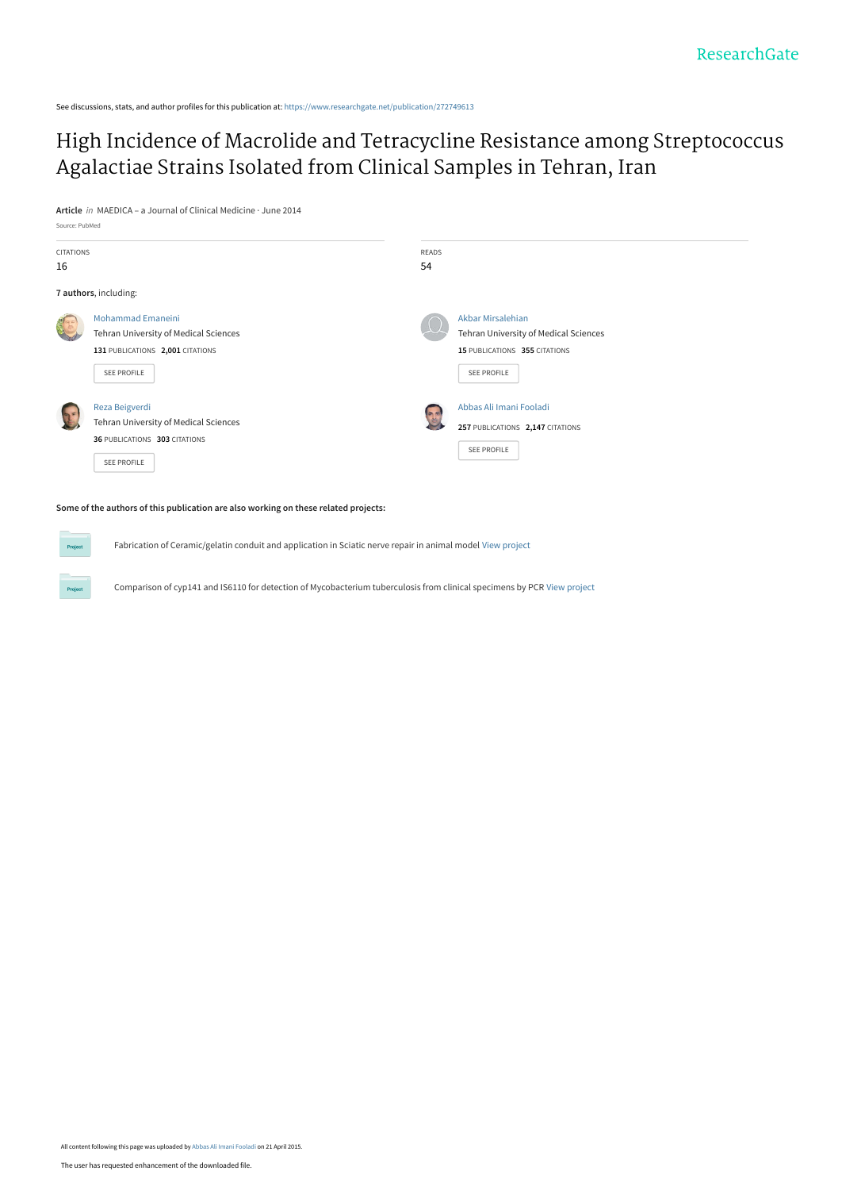See discussions, stats, and author profiles for this publication at: https://www.researchgate.net/publication/272749613

# High Incidence of Macrolide and Tetracycline Resistance among Streptococcus Agalactiae Strains Isolated from Clinical Samples in Tehran, Iran

**Article** *in* MAEDICA – a Journal of Clinical Medicine · June 2014

Source: PubMed

| CITATIONS | READS |
|---|---|
| 16 | 54 |

**7 authors**, including:

Mohammad Emaneini
Tehran University of Medical Sciences
**131** PUBLICATIONS **2,001** CITATIONS
SEE PROFILE

Akbar Mirsalehian
Tehran University of Medical Sciences
**15** PUBLICATIONS **355** CITATIONS
SEE PROFILE

Reza Beigverdi
Tehran University of Medical Sciences
**36** PUBLICATIONS **303** CITATIONS
SEE PROFILE

Abbas Ali Imani Fooladi
**257** PUBLICATIONS **2,147** CITATIONS
SEE PROFILE

**Some of the authors of this publication are also working on these related projects:**

Fabrication of Ceramic/gelatin conduit and application in Sciatic nerve repair in animal model View project

Comparison of cyp141 and IS6110 for detection of Mycobacterium tuberculosis from clinical specimens by PCR View project

All content following this page was uploaded by Abbas Ali Imani Fooladi on 21 April 2015.

The user has requested enhancement of the downloaded file.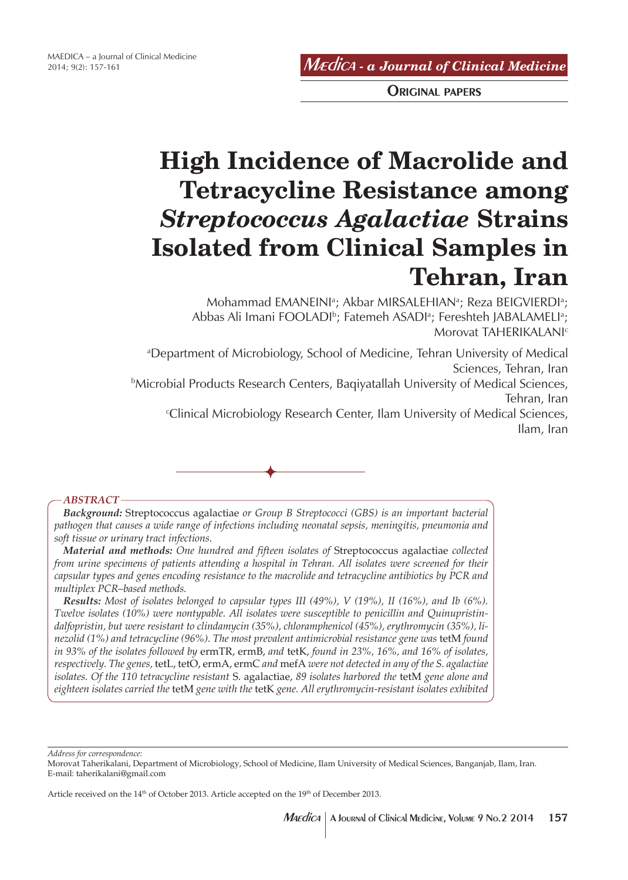# High Incidence of Macrolide and Tetracycline Resistance among *Streptococcus Agalactiae* Strains Isolated from Clinical Samples in Tehran, Iran

Mohammad EMANEINI[a]; Akbar MIRSALEHIAN[a]; Reza BEIGVIERDI[a]; Abbas Ali Imani FOOLADI[b]; Fatemeh ASADI[a]; Fereshteh JABALAMELI[a]; Morovat TAHERIKALANI[c]

[a]Department of Microbiology, School of Medicine, Tehran University of Medical Sciences, Tehran, Iran

[b]Microbial Products Research Centers, Baqiyatallah University of Medical Sciences, Tehran, Iran

[c]Clinical Microbiology Research Center, Ilam University of Medical Sciences, Ilam, Iran

## ABSTRACT

***Background:*** Streptococcus agalactiae *or Group B Streptococci (GBS) is an important bacterial pathogen that causes a wide range of infections including neonatal sepsis, meningitis, pneumonia and soft tissue or urinary tract infections.*

***Material and methods:*** *One hundred and fifteen isolates of* Streptococcus agalactiae *collected from urine specimens of patients attending a hospital in Tehran. All isolates were screened for their capsular types and genes encoding resistance to the macrolide and tetracycline antibiotics by PCR and multiplex PCR–based methods.*

***Results:*** *Most of isolates belonged to capsular types III (49%), V (19%), II (16%), and Ib (6%). Twelve isolates (10%) were nontypable. All isolates were susceptible to penicillin and Quinupristin-dalfopristin, but were resistant to clindamycin (35%), chloramphenicol (45%), erythromycin (35%), linezolid (1%) and tetracycline (96%). The most prevalent antimicrobial resistance gene was* tetM *found in 93% of the isolates followed by* ermTR, ermB, *and* tetK, *found in 23%, 16%, and 16% of isolates, respectively. The genes,* tetL, tetO, ermA, ermC *and* mefA *were not detected in any of the S. agalactiae isolates. Of the 110 tetracycline resistant* S. agalactiae, *89 isolates harbored the* tetM *gene alone and eighteen isolates carried the* tetM *gene with the* tetK *gene. All erythromycin-resistant isolates exhibited*

*Address for correspondence:*
Morovat Taherikalani, Department of Microbiology, School of Medicine, Ilam University of Medical Sciences, Banganjab, Ilam, Iran.
E-mail: taherikalani@gmail.com

Article received on the 14th of October 2013. Article accepted on the 19th of December 2013.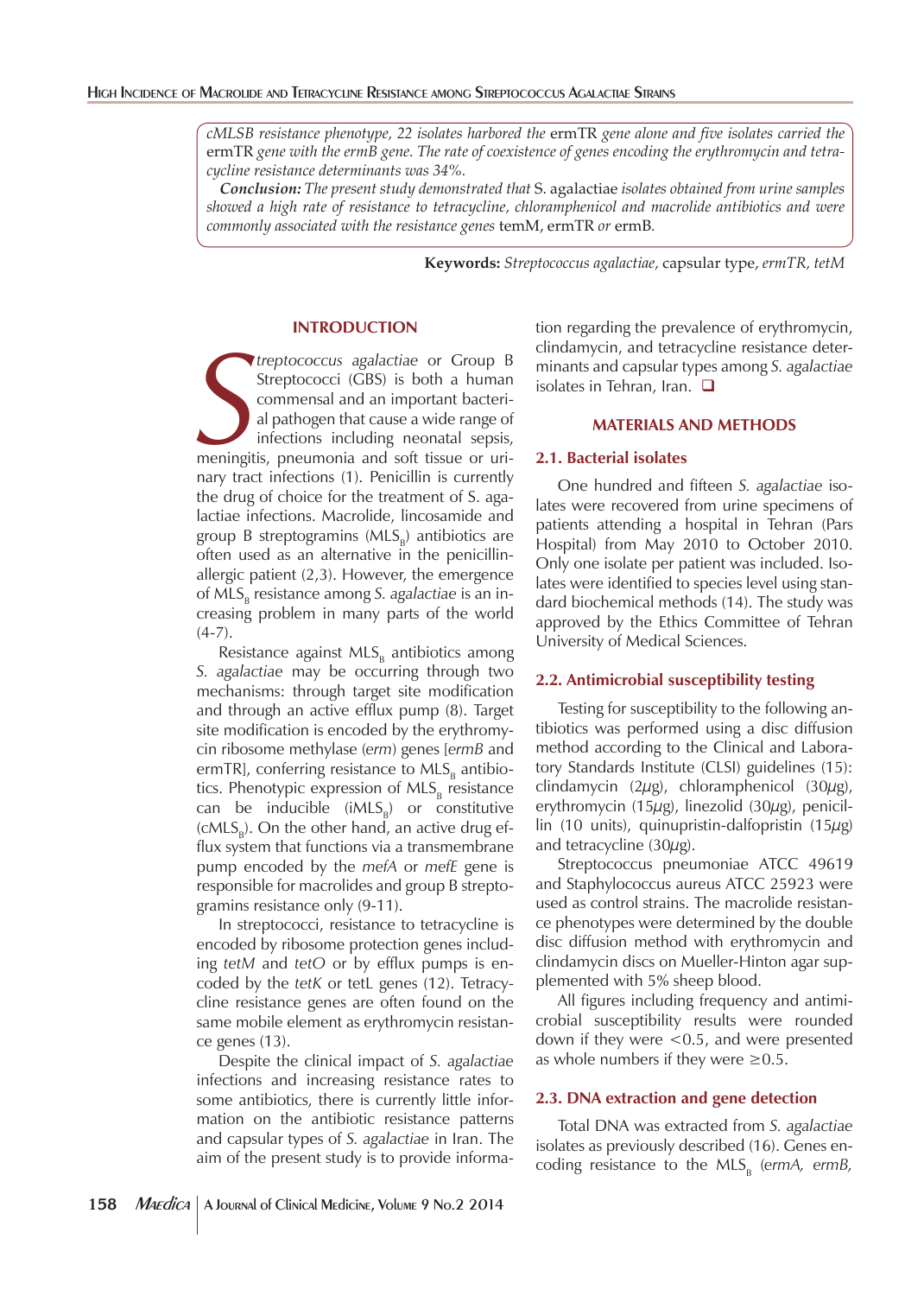*cMLSB resistance phenotype, 22 isolates harbored the* ermTR *gene alone and five isolates carried the* ermTR *gene with the ermB gene. The rate of coexistence of genes encoding the erythromycin and tetracycline resistance determinants was 34%.*

***Conclusion:*** *The present study demonstrated that* S. agalactiae *isolates obtained from urine samples showed a high rate of resistance to tetracycline, chloramphenicol and macrolide antibiotics and were commonly associated with the resistance genes* temM, ermTR *or* ermB*.*

**Keywords:** *Streptococcus agalactiae,* capsular type, *ermTR, tetM*

## INTRODUCTION

*Streptococcus agalactiae* or Group B Streptococci (GBS) is both a human commensal and an important bacterial pathogen that cause a wide range of infections including neonatal sepsis, meningitis, pneumonia and soft tissue or urinary tract infections (1). Penicillin is currently the drug of choice for the treatment of S. agalactiae infections. Macrolide, lincosamide and group B streptogramins ($MLS_B$) antibiotics are often used as an alternative in the penicillin-allergic patient (2,3). However, the emergence of $MLS_B$ resistance among *S. agalactiae* is an increasing problem in many parts of the world (4-7).

Resistance against $MLS_B$ antibiotics among *S. agalactiae* may be occurring through two mechanisms: through target site modification and through an active efflux pump (8). Target site modification is encoded by the erythromycin ribosome methylase (*erm*) genes [*ermB* and ermTR], conferring resistance to $MLS_B$ antibiotics. Phenotypic expression of $MLS_B$ resistance can be inducible ($iMLS_B$) or constitutive ($cMLS_B$). On the other hand, an active drug efflux system that functions via a transmembrane pump encoded by the *mefA* or *mefE* gene is responsible for macrolides and group B streptogramins resistance only (9-11).

In streptococci, resistance to tetracycline is encoded by ribosome protection genes including *tetM* and *tetO* or by efflux pumps is encoded by the *tetK* or tetL genes (12). Tetracycline resistance genes are often found on the same mobile element as erythromycin resistance genes (13).

Despite the clinical impact of *S. agalactiae* infections and increasing resistance rates to some antibiotics, there is currently little information on the antibiotic resistance patterns and capsular types of *S. agalactiae* in Iran. The aim of the present study is to provide information regarding the prevalence of erythromycin, clindamycin, and tetracycline resistance determinants and capsular types among *S. agalactiae* isolates in Tehran, Iran.

## MATERIALS AND METHODS

### 2.1. Bacterial isolates

One hundred and fifteen *S. agalactiae* isolates were recovered from urine specimens of patients attending a hospital in Tehran (Pars Hospital) from May 2010 to October 2010. Only one isolate per patient was included. Isolates were identified to species level using standard biochemical methods (14). The study was approved by the Ethics Committee of Tehran University of Medical Sciences.

### 2.2. Antimicrobial susceptibility testing

Testing for susceptibility to the following antibiotics was performed using a disc diffusion method according to the Clinical and Laboratory Standards Institute (CLSI) guidelines (15): clindamycin (2μg), chloramphenicol (30μg), erythromycin (15μg), linezolid (30μg), penicillin (10 units), quinupristin-dalfopristin (15μg) and tetracycline (30μg).

Streptococcus pneumoniae ATCC 49619 and Staphylococcus aureus ATCC 25923 were used as control strains. The macrolide resistance phenotypes were determined by the double disc diffusion method with erythromycin and clindamycin discs on Mueller-Hinton agar supplemented with 5% sheep blood.

All figures including frequency and antimicrobial susceptibility results were rounded down if they were <0.5, and were presented as whole numbers if they were ≥0.5.

### 2.3. DNA extraction and gene detection

Total DNA was extracted from *S. agalactiae* isolates as previously described (16). Genes encoding resistance to the $MLS_B$ (*ermA, ermB,*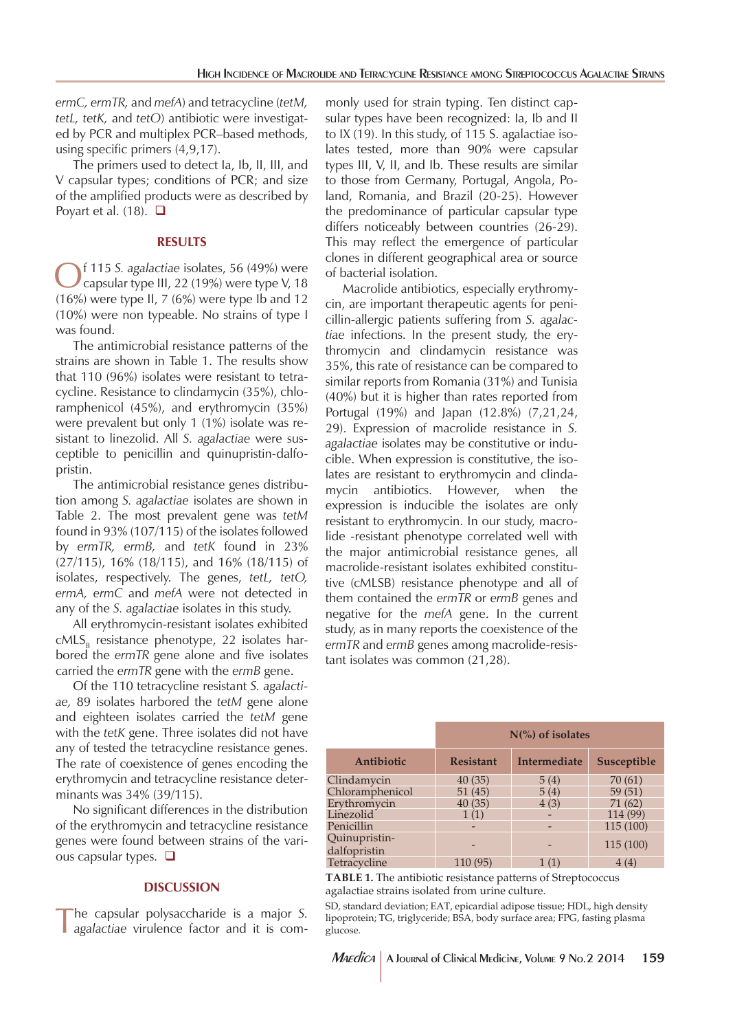*ermC, ermTR,* and *mefA*) and tetracycline (*tetM, tetL, tetK,* and *tetO*) antibiotic were investigated by PCR and multiplex PCR–based methods, using specific primers (4,9,17).

The primers used to detect Ia, Ib, II, III, and V capsular types; conditions of PCR; and size of the amplified products were as described by Poyart et al. (18). ❑

## RESULTS

Of 115 *S. agalactiae* isolates, 56 (49%) were capsular type III, 22 (19%) were type V, 18 (16%) were type II, 7 (6%) were type Ib and 12 (10%) were non typeable. No strains of type I was found.

The antimicrobial resistance patterns of the strains are shown in Table 1. The results show that 110 (96%) isolates were resistant to tetracycline. Resistance to clindamycin (35%), chloramphenicol (45%), and erythromycin (35%) were prevalent but only 1 (1%) isolate was resistant to linezolid. All *S. agalactiae* were susceptible to penicillin and quinupristin-dalfopristin.

The antimicrobial resistance genes distribution among *S. agalactiae* isolates are shown in Table 2. The most prevalent gene was *tetM* found in 93% (107/115) of the isolates followed by *ermTR, ermB,* and *tetK* found in 23% (27/115), 16% (18/115), and 16% (18/115) of isolates, respectively. The genes, *tetL, tetO, ermA, ermC* and *mefA* were not detected in any of the *S. agalactiae* isolates in this study.

All erythromycin-resistant isolates exhibited $cMLS_B$ resistance phenotype, 22 isolates harbored the *ermTR* gene alone and five isolates carried the *ermTR* gene with the *ermB* gene.

Of the 110 tetracycline resistant *S. agalactiae*, 89 isolates harbored the *tetM* gene alone and eighteen isolates carried the *tetM* gene with the *tetK* gene. Three isolates did not have any of tested the tetracycline resistance genes. The rate of coexistence of genes encoding the erythromycin and tetracycline resistance determinants was 34% (39/115).

No significant differences in the distribution of the erythromycin and tetracycline resistance genes were found between strains of the various capsular types. ❑

## DISCUSSION

The capsular polysaccharide is a major *S. agalactiae* virulence factor and it is commonly used for strain typing. Ten distinct capsular types have been recognized: Ia, Ib and II to IX (19). In this study, of 115 S. agalactiae isolates tested, more than 90% were capsular types III, V, II, and Ib. These results are similar to those from Germany, Portugal, Angola, Poland, Romania, and Brazil (20-25). However the predominance of particular capsular type differs noticeably between countries (26-29). This may reflect the emergence of particular clones in different geographical area or source of bacterial isolation.

Macrolide antibiotics, especially erythromycin, are important therapeutic agents for penicillin-allergic patients suffering from *S. agalactiae* infections. In the present study, the erythromycin and clindamycin resistance was 35%, this rate of resistance can be compared to similar reports from Romania (31%) and Tunisia (40%) but it is higher than rates reported from Portugal (19%) and Japan (12.8%) (7,21,24, 29). Expression of macrolide resistance in *S. agalactiae* isolates may be constitutive or inducible. When expression is constitutive, the isolates are resistant to erythromycin and clindamycin antibiotics. However, when the expression is inducible the isolates are only resistant to erythromycin. In our study, macrolide -resistant phenotype correlated well with the major antimicrobial resistance genes, all macrolide-resistant isolates exhibited constitutive (cMLSB) resistance phenotype and all of them contained the *ermTR* or *ermB* genes and negative for the *mefA* gene. In the current study, as in many reports the coexistence of the *ermTR* and *ermB* genes among macrolide-resistant isolates was common (21,28).

| | N(%) of isolates | | |
|---|---|---|---|
| **Antibiotic** | **Resistant** | **Intermediate** | **Susceptible** |
| Clindamycin | 40 (35) | 5 (4) | 70 (61) |
| Chloramphenicol | 51 (45) | 5 (4) | 59 (51) |
| Erythromycin | 40 (35) | 4 (3) | 71 (62) |
| Linezolid | 1 (1) | - | 114 (99) |
| Penicillin | - | - | 115 (100) |
| Quinupristin-dalfopristin | - | - | 115 (100) |
| Tetracycline | 110 (95) | 1 (1) | 4 (4) |

**TABLE 1.** The antibiotic resistance patterns of Streptococcus agalactiae strains isolated from urine culture.

SD, standard deviation; EAT, epicardial adipose tissue; HDL, high density lipoprotein; TG, triglyceride; BSA, body surface area; FPG, fasting plasma glucose.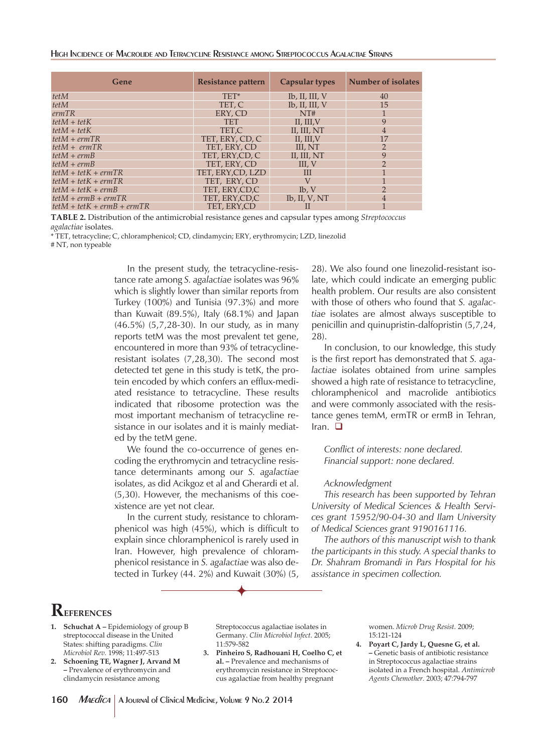| Gene | Resistance pattern | Capsular types | Number of isolates |
|---|---|---|---|
| *tetM* | TET* | Ib, II, III, V | 40 |
| *tetM* | TET, C | Ib, II, III, V | 15 |
| *ermTR* | ERY, CD | NT# | 1 |
| *tetM + tetK* | TET | II, III,V | 9 |
| *tetM + tetK* | TET,C | II, III, NT | 4 |
| *tetM + ermTR* | TET, ERY, CD, C | II, III,V | 17 |
| *tetM + ermTR* | TET, ERY, CD | III, NT | 2 |
| *tetM + ermB* | TET, ERY,CD, C | II, III, NT | 9 |
| *tetM + ermB* | TET, ERY, CD | III, V | 2 |
| *tetM + tetK + ermTR* | TET, ERY,CD, LZD | III | 1 |
| *tetM + tetK + ermTR* | TET, ERY, CD | V | 1 |
| *tetM + tetK + ermB* | TET, ERY,CD,C | Ib, V | 2 |
| *tetM + ermB + ermTR* | TET, ERY,CD,C | Ib, II, V, NT | 4 |
| *tetM + tetK + ermB + ermTR* | TET, ERY,CD | II | 1 |

**TABLE 2.** Distribution of the antimicrobial resistance genes and capsular types among *Streptococcus agalactiae* isolates.
\* TET, tetracycline; C, chloramphenicol; CD, clindamycin; ERY, erythromycin; LZD, linezolid
\# NT, non typeable

In the present study, the tetracycline-resistance rate among *S. agalactiae* isolates was 96% which is slightly lower than similar reports from Turkey (100%) and Tunisia (97.3%) and more than Kuwait (89.5%), Italy (68.1%) and Japan (46.5%) (5,7,28-30). In our study, as in many reports tetM was the most prevalent tet gene, encountered in more than 93% of tetracycline-resistant isolates (7,28,30). The second most detected tet gene in this study is tetK, the protein encoded by which confers an efflux-mediated resistance to tetracycline. These results indicated that ribosome protection was the most important mechanism of tetracycline resistance in our isolates and it is mainly mediated by the tetM gene.

We found the co-occurrence of genes encoding the erythromycin and tetracycline resistance determinants among our *S. agalactiae* isolates, as did Acikgoz et al and Gherardi et al. (5,30). However, the mechanisms of this coexistence are yet not clear.

In the current study, resistance to chloramphenicol was high (45%), which is difficult to explain since chloramphenicol is rarely used in Iran. However, high prevalence of chloramphenicol resistance in *S. agalactiae* was also detected in Turkey (44. 2%) and Kuwait (30%) (5, 28). We also found one linezolid-resistant isolate, which could indicate an emerging public health problem. Our results are also consistent with those of others who found that *S. agalactiae* isolates are almost always susceptible to penicillin and quinupristin-dalfopristin (5,7,24, 28).

In conclusion, to our knowledge, this study is the first report has demonstrated that *S. agalactiae* isolates obtained from urine samples showed a high rate of resistance to tetracycline, chloramphenicol and macrolide antibiotics and were commonly associated with the resistance genes temM, ermTR or ermB in Tehran, Iran. ❑

*Conflict of interests: none declared.*
*Financial support: none declared.*

*Acknowledgment*

*This research has been supported by Tehran University of Medical Sciences & Health Services grant 15952/90-04-30 and Ilam University of Medical Sciences grant 9190161116.*

*The authors of this manuscript wish to thank the participants in this study. A special thanks to Dr. Shahram Bromandi in Pars Hospital for his assistance in specimen collection.*

# References

1. **Schuchat A –** Epidemiology of group B streptococcal disease in the United States: shifting paradigms. *Clin Microbiol Rev.* 1998; 11:497-513
2. **Schoening TE, Wagner J, Arvand M –** Prevalence of erythromycin and clindamycin resistance among Streptococcus agalactiae isolates in Germany. *Clin Microbiol Infect.* 2005; 11:579-582
3. **Pinheiro S, Radhouani H, Coelho C, et al. –** Prevalence and mechanisms of erythromycin resistance in Streptococcus agalactiae from healthy pregnant women. *Microb Drug Resist.* 2009; 15:121-124
4. **Poyart C, Jardy L, Quesne G, et al. –** Genetic basis of antibiotic resistance in Streptococcus agalactiae strains isolated in a French hospital. *Antimicrob Agents Chemother.* 2003; 47:794-797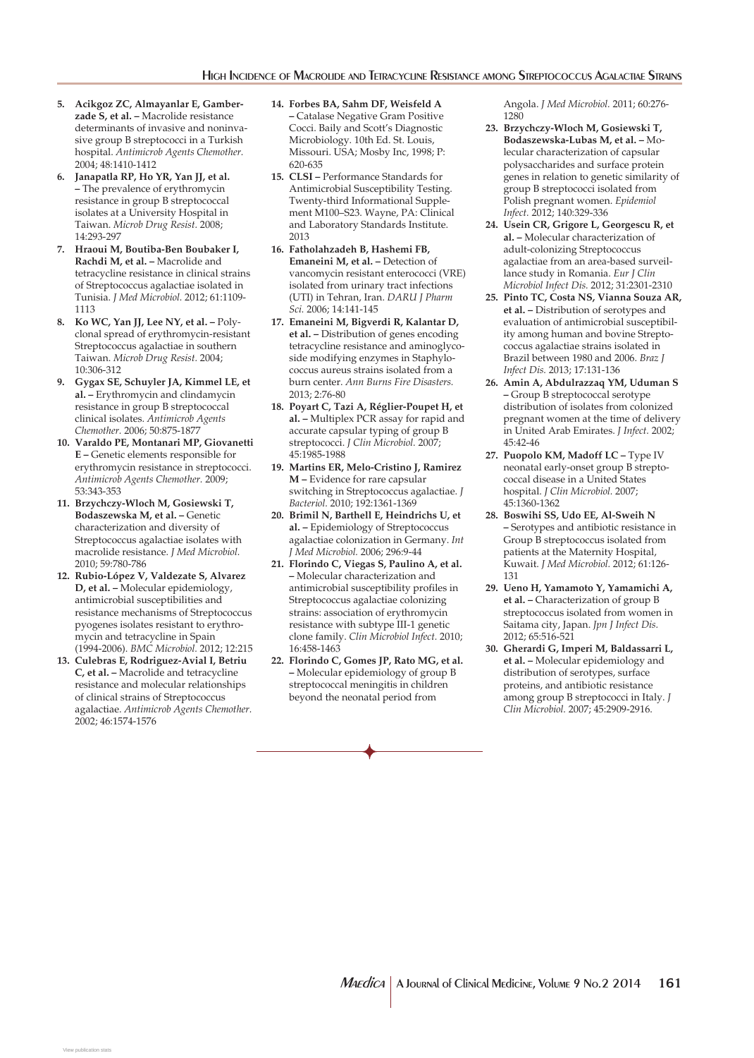5. **Acikgoz ZC, Almayanlar E, Gamberzade S, et al. –** Macrolide resistance determinants of invasive and noninvasive group B streptococci in a Turkish hospital. *Antimicrob Agents Chemother.* 2004; 48:1410-1412
6. **Janapatla RP, Ho YR, Yan JJ, et al. –** The prevalence of erythromycin resistance in group B streptococcal isolates at a University Hospital in Taiwan. *Microb Drug Resist.* 2008; 14:293-297
7. **Hraoui M, Boutiba-Ben Boubaker I, Rachdi M, et al. –** Macrolide and tetracycline resistance in clinical strains of Streptococcus agalactiae isolated in Tunisia. *J Med Microbiol.* 2012; 61:1109-1113
8. **Ko WC, Yan JJ, Lee NY, et al. –** Polyclonal spread of erythromycin-resistant Streptococcus agalactiae in southern Taiwan. *Microb Drug Resist.* 2004; 10:306-312
9. **Gygax SE, Schuyler JA, Kimmel LE, et al. –** Erythromycin and clindamycin resistance in group B streptococcal clinical isolates. *Antimicrob Agents Chemother.* 2006; 50:875-1877
10. **Varaldo PE, Montanari MP, Giovanetti E –** Genetic elements responsible for erythromycin resistance in streptococci. *Antimicrob Agents Chemother.* 2009; 53:343-353
11. **Brzychczy-Wloch M, Gosiewski T, Bodaszewska M, et al. –** Genetic characterization and diversity of Streptococcus agalactiae isolates with macrolide resistance. *J Med Microbiol.* 2010; 59:780-786
12. **Rubio-López V, Valdezate S, Alvarez D, et al. –** Molecular epidemiology, antimicrobial susceptibilities and resistance mechanisms of Streptococcus pyogenes isolates resistant to erythromycin and tetracycline in Spain (1994-2006). *BMC Microbiol.* 2012; 12:215
13. **Culebras E, Rodriguez-Avial I, Betriu C, et al. –** Macrolide and tetracycline resistance and molecular relationships of clinical strains of Streptococcus agalactiae. *Antimicrob Agents Chemother.* 2002; 46:1574-1576
14. **Forbes BA, Sahm DF, Weisfeld A –** Catalase Negative Gram Positive Cocci. Baily and Scott's Diagnostic Microbiology. 10th Ed. St. Louis, Missouri. USA; Mosby Inc, 1998; P: 620-635
15. **CLSI –** Performance Standards for Antimicrobial Susceptibility Testing. Twenty-third Informational Supplement M100–S23. Wayne, PA: Clinical and Laboratory Standards Institute. 2013
16. **Fatholahzadeh B, Hashemi FB, Emaneini M, et al. –** Detection of vancomycin resistant enterococci (VRE) isolated from urinary tract infections (UTI) in Tehran, Iran. *DARU J Pharm Sci.* 2006; 14:141-145
17. **Emaneini M, Bigverdi R, Kalantar D, et al. –** Distribution of genes encoding tetracycline resistance and aminoglycoside modifying enzymes in Staphylococcus aureus strains isolated from a burn center. *Ann Burns Fire Disasters.* 2013; 2:76-80
18. **Poyart C, Tazi A, Réglier-Poupet H, et al. –** Multiplex PCR assay for rapid and accurate capsular typing of group B streptococci. *J Clin Microbiol.* 2007; 45:1985-1988
19. **Martins ER, Melo-Cristino J, Ramirez M –** Evidence for rare capsular switching in Streptococcus agalactiae. *J Bacteriol.* 2010; 192:1361-1369
20. **Brimil N, Barthell E, Heindrichs U, et al. –** Epidemiology of Streptococcus agalactiae colonization in Germany. *Int J Med Microbiol.* 2006; 296:9-44
21. **Florindo C, Viegas S, Paulino A, et al. –** Molecular characterization and antimicrobial susceptibility profiles in Streptococcus agalactiae colonizing strains: association of erythromycin resistance with subtype III-1 genetic clone family. *Clin Microbiol Infect.* 2010; 16:458-1463
22. **Florindo C, Gomes JP, Rato MG, et al. –** Molecular epidemiology of group B streptococcal meningitis in children beyond the neonatal period from Angola. *J Med Microbiol.* 2011; 60:276-1280
23. **Brzychczy-Wloch M, Gosiewski T, Bodaszewska-Lubas M, et al. –** Molecular characterization of capsular polysaccharides and surface protein genes in relation to genetic similarity of group B streptococci isolated from Polish pregnant women. *Epidemiol Infect.* 2012; 140:329-336
24. **Usein CR, Grigore L, Georgescu R, et al. –** Molecular characterization of adult-colonizing Streptococcus agalactiae from an area-based surveillance study in Romania. *Eur J Clin Microbiol Infect Dis.* 2012; 31:2301-2310
25. **Pinto TC, Costa NS, Vianna Souza AR, et al. –** Distribution of serotypes and evaluation of antimicrobial susceptibility among human and bovine Streptococcus agalactiae strains isolated in Brazil between 1980 and 2006. *Braz J Infect Dis.* 2013; 17:131-136
26. **Amin A, Abdulrazzaq YM, Uduman S –** Group B streptococcal serotype distribution of isolates from colonized pregnant women at the time of delivery in United Arab Emirates. *J Infect.* 2002; 45:42-46
27. **Puopolo KM, Madoff LC –** Type IV neonatal early-onset group B streptococcal disease in a United States hospital. *J Clin Microbiol.* 2007; 45:1360-1362
28. **Boswihi SS, Udo EE, Al-Sweih N –** Serotypes and antibiotic resistance in Group B streptococcus isolated from patients at the Maternity Hospital, Kuwait. *J Med Microbiol.* 2012; 61:126-131
29. **Ueno H, Yamamoto Y, Yamamichi A, et al. –** Characterization of group B streptococcus isolated from women in Saitama city, Japan. *Jpn J Infect Dis.* 2012; 65:516-521
30. **Gherardi G, Imperi M, Baldassarri L, et al. –** Molecular epidemiology and distribution of serotypes, surface proteins, and antibiotic resistance among group B streptococci in Italy. *J Clin Microbiol.* 2007; 45:2909-2916.